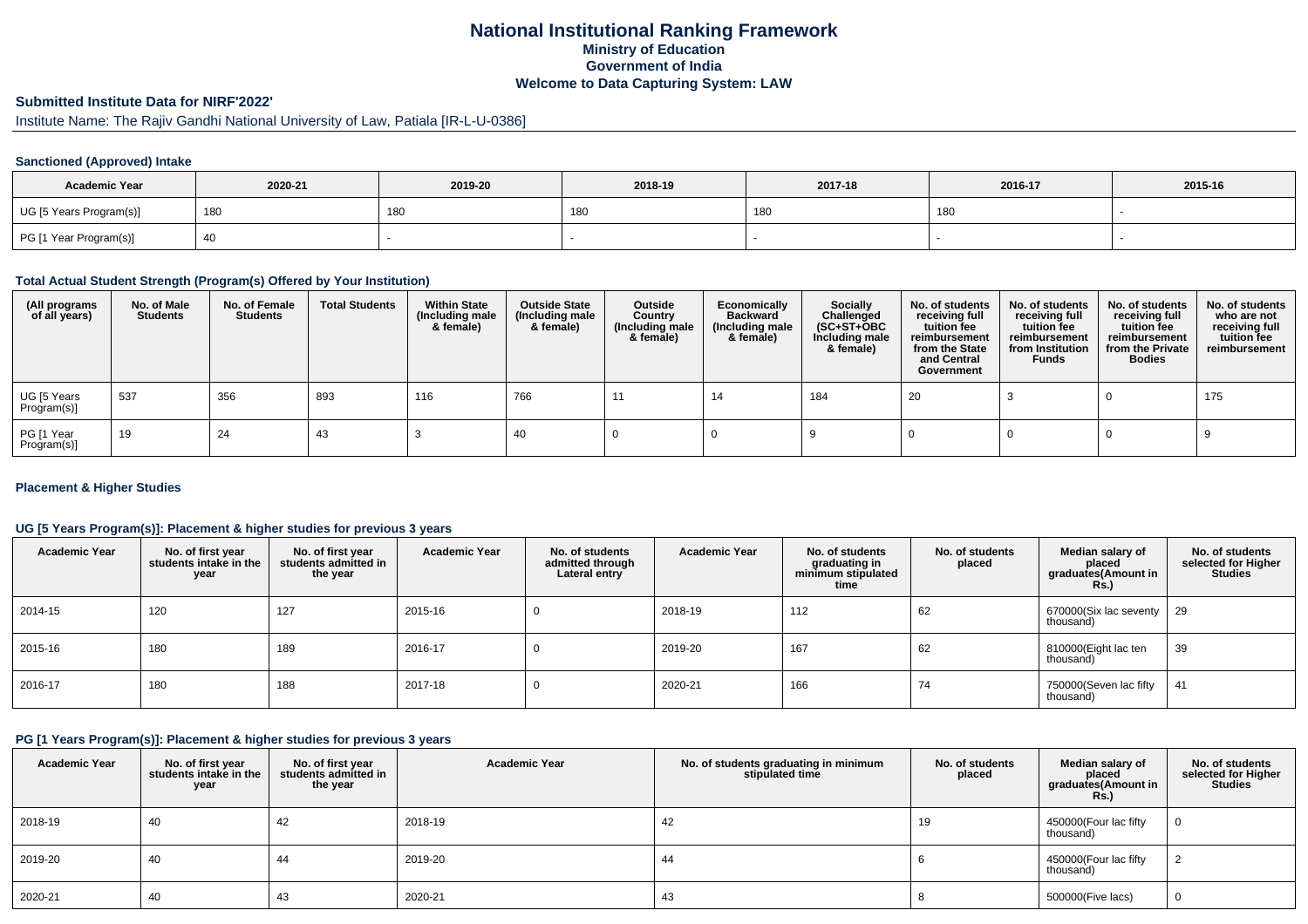# National Institutional Ranking Framework
## Ministry of Education
## Government of India
## Welcome to Data Capturing System: LAW

### Submitted Institute Data for NIRF'2022'

Institute Name: The Rajiv Gandhi National University of Law, Patiala [IR-L-U-0386]

#### Sanctioned (Approved) Intake

| Academic Year | 2020-21 | 2019-20 | 2018-19 | 2017-18 | 2016-17 | 2015-16 |
|---|---|---|---|---|---|---|
| UG [5 Years Program(s)] | 180 | 180 | 180 | 180 | 180 | - |
| PG [1 Year Program(s)] | 40 | - | - | - | - | - |

#### Total Actual Student Strength (Program(s) Offered by Your Institution)

| (All programs of all years) | No. of Male Students | No. of Female Students | Total Students | Within State (Including male & female) | Outside State (Including male & female) | Outside Country (Including male & female) | Economically Backward (Including male & female) | Socially Challenged (SC+ST+OBC Including male & female) | No. of students receiving full tuition fee reimbursement from the State and Central Government | No. of students receiving full tuition fee reimbursement from Institution Funds | No. of students receiving full tuition fee reimbursement from the Private Bodies | No. of students who are not receiving full tuition fee reimbursement |
|---|---|---|---|---|---|---|---|---|---|---|---|---|
| UG [5 Years Program(s)] | 537 | 356 | 893 | 116 | 766 | 11 | 14 | 184 | 20 | 3 | 0 | 175 |
| PG [1 Year Program(s)] | 19 | 24 | 43 | 3 | 40 | 0 | 0 | 9 | 0 | 0 | 0 | 9 |

#### Placement & Higher Studies

#### UG [5 Years Program(s)]: Placement & higher studies for previous 3 years

| Academic Year | No. of first year students intake in the year | No. of first year students admitted in the year | Academic Year | No. of students admitted through Lateral entry | Academic Year | No. of students graduating in minimum stipulated time | No. of students placed | Median salary of placed graduates(Amount in Rs.) | No. of students selected for Higher Studies |
|---|---|---|---|---|---|---|---|---|---|
| 2014-15 | 120 | 127 | 2015-16 | 0 | 2018-19 | 112 | 62 | 670000(Six lac seventy thousand) | 29 |
| 2015-16 | 180 | 189 | 2016-17 | 0 | 2019-20 | 167 | 62 | 810000(Eight lac ten thousand) | 39 |
| 2016-17 | 180 | 188 | 2017-18 | 0 | 2020-21 | 166 | 74 | 750000(Seven lac fifty thousand) | 41 |

#### PG [1 Years Program(s)]: Placement & higher studies for previous 3 years

| Academic Year | No. of first year students intake in the year | No. of first year students admitted in the year | Academic Year | No. of students graduating in minimum stipulated time | No. of students placed | Median salary of placed graduates(Amount in Rs.) | No. of students selected for Higher Studies |
|---|---|---|---|---|---|---|---|
| 2018-19 | 40 | 42 | 2018-19 | 42 | 19 | 450000(Four lac fifty thousand) | 0 |
| 2019-20 | 40 | 44 | 2019-20 | 44 | 6 | 450000(Four lac fifty thousand) | 2 |
| 2020-21 | 40 | 43 | 2020-21 | 43 | 8 | 500000(Five lacs) | 0 |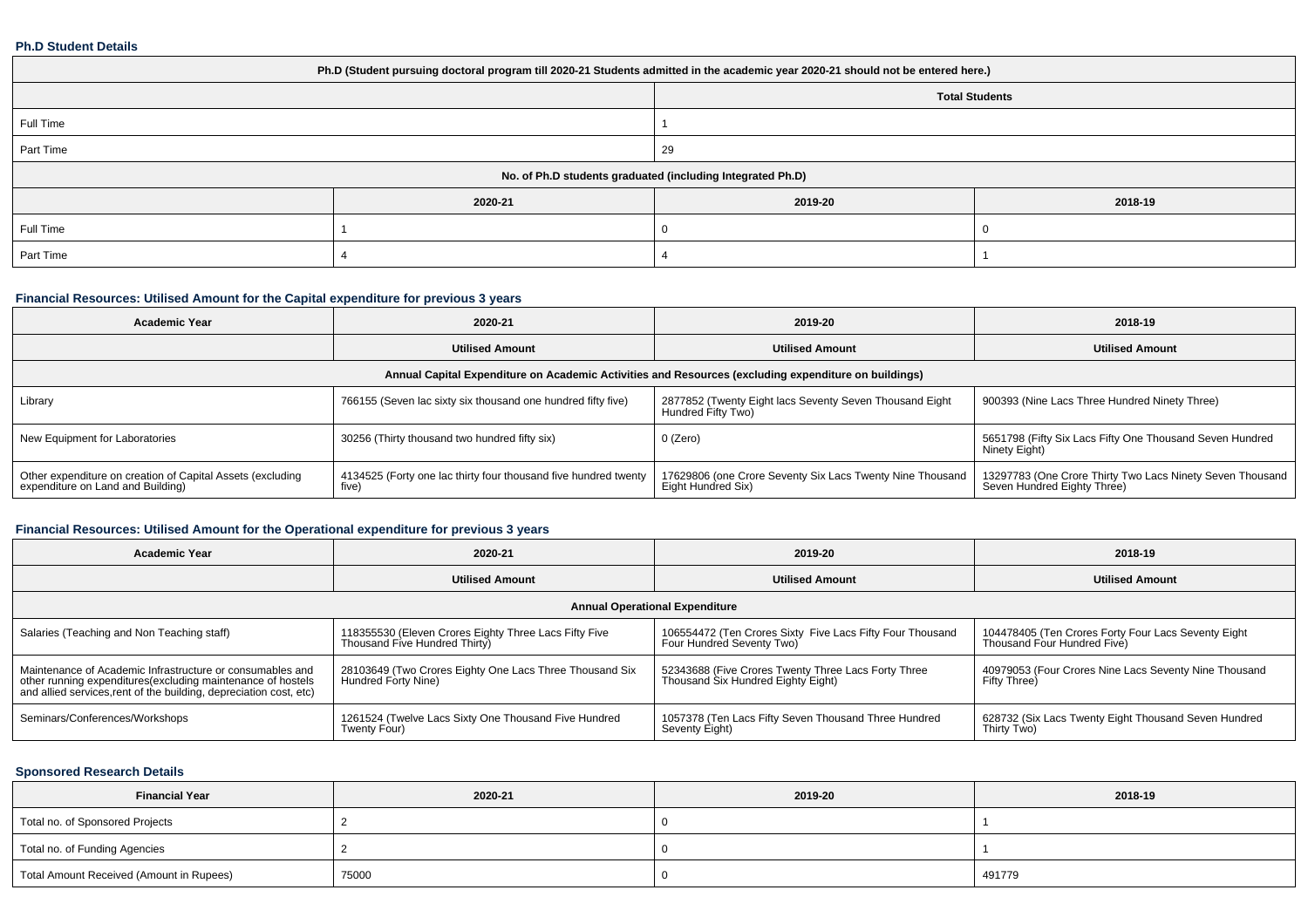### Ph.D Student Details

| Ph.D (Student pursuing doctoral program till 2020-21 Students admitted in the academic year 2020-21 should not be entered here.) | | | |
|---|---|---|---|
| | | Total Students | |
| Full Time | | 1 | |
| Part Time | | 29 | |
| No. of Ph.D students graduated (including Integrated Ph.D) | | | |
| | 2020-21 | 2019-20 | 2018-19 |
| Full Time | 1 | 0 | 0 |
| Part Time | 4 | 4 | 1 |

### Financial Resources: Utilised Amount for the Capital expenditure for previous 3 years

| Academic Year | 2020-21 | 2019-20 | 2018-19 |
|---|---|---|---|
| | Utilised Amount | Utilised Amount | Utilised Amount |
| Annual Capital Expenditure on Academic Activities and Resources (excluding expenditure on buildings) | | | |
| Library | 766155 (Seven lac sixty six thousand one hundred fifty five) | 2877852 (Twenty Eight lacs Seventy Seven Thousand Eight Hundred Fifty Two) | 900393 (Nine Lacs Three Hundred Ninety Three) |
| New Equipment for Laboratories | 30256 (Thirty thousand two hundred fifty six) | 0 (Zero) | 5651798 (Fifty Six Lacs Fifty One Thousand Seven Hundred Ninety Eight) |
| Other expenditure on creation of Capital Assets (excluding expenditure on Land and Building) | 4134525 (Forty one lac thirty four thousand five hundred twenty five) | 17629806 (one Crore Seventy Six Lacs Twenty Nine Thousand Eight Hundred Six) | 13297783 (One Crore Thirty Two Lacs Ninety Seven Thousand Seven Hundred Eighty Three) |

### Financial Resources: Utilised Amount for the Operational expenditure for previous 3 years

| Academic Year | 2020-21 | 2019-20 | 2018-19 |
|---|---|---|---|
| | Utilised Amount | Utilised Amount | Utilised Amount |
| Annual Operational Expenditure | | | |
| Salaries (Teaching and Non Teaching staff) | 118355530 (Eleven Crores Eighty Three Lacs Fifty Five Thousand Five Hundred Thirty) | 106554472 (Ten Crores Sixty Five Lacs Fifty Four Thousand Four Hundred Seventy Two) | 104478405 (Ten Crores Forty Four Lacs Seventy Eight Thousand Four Hundred Five) |
| Maintenance of Academic Infrastructure or consumables and other running expenditures(excluding maintenance of hostels and allied services,rent of the building, depreciation cost, etc) | 28103649 (Two Crores Eighty One Lacs Three Thousand Six Hundred Forty Nine) | 52343688 (Five Crores Twenty Three Lacs Forty Three Thousand Six Hundred Eighty Eight) | 40979053 (Four Crores Nine Lacs Seventy Nine Thousand Fifty Three) |
| Seminars/Conferences/Workshops | 1261524 (Twelve Lacs Sixty One Thousand Five Hundred Twenty Four) | 1057378 (Ten Lacs Fifty Seven Thousand Three Hundred Seventy Eight) | 628732 (Six Lacs Twenty Eight Thousand Seven Hundred Thirty Two) |

### Sponsored Research Details

| Financial Year | 2020-21 | 2019-20 | 2018-19 |
|---|---|---|---|
| Total no. of Sponsored Projects | 2 | 0 | 1 |
| Total no. of Funding Agencies | 2 | 0 | 1 |
| Total Amount Received (Amount in Rupees) | 75000 | 0 | 491779 |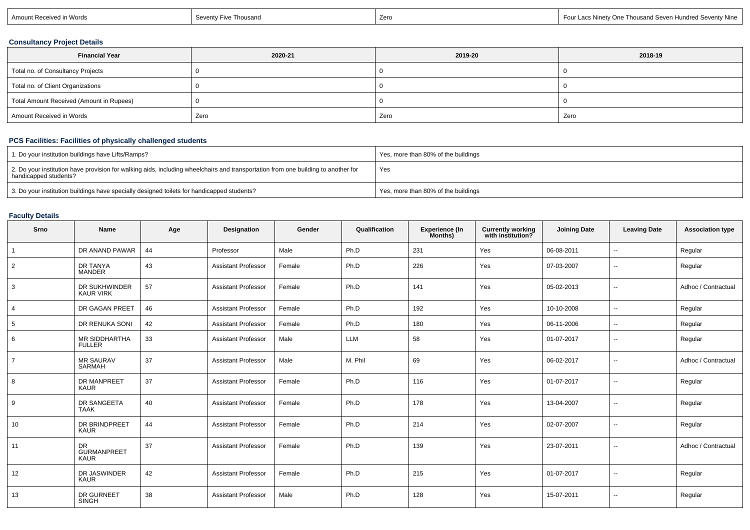| Amount Received in Words | Seventy Five Thousand | Zero | Four Lacs Ninety One Thousand Seven Hundred Seventy Nine |
|---|---|---|---|

## Consultancy Project Details

| Financial Year | 2020-21 | 2019-20 | 2018-19 |
|---|---|---|---|
| Total no. of Consultancy Projects | 0 | 0 | 0 |
| Total no. of Client Organizations | 0 | 0 | 0 |
| Total Amount Received (Amount in Rupees) | 0 | 0 | 0 |
| Amount Received in Words | Zero | Zero | Zero |

## PCS Facilities: Facilities of physically challenged students

| | |
|---|---|
| 1. Do your institution buildings have Lifts/Ramps? | Yes, more than 80% of the buildings |
| 2. Do your institution have provision for walking aids, including wheelchairs and transportation from one building to another for handicapped students? | Yes |
| 3. Do your institution buildings have specially designed toilets for handicapped students? | Yes, more than 80% of the buildings |

## Faculty Details

| Srno | Name | Age | Designation | Gender | Qualification | Experience (In Months) | Currently working with institution? | Joining Date | Leaving Date | Association type |
|---|---|---|---|---|---|---|---|---|---|---|
| 1 | DR ANAND PAWAR | 44 | Professor | Male | Ph.D | 231 | Yes | 06-08-2011 | -- | Regular |
| 2 | DR TANYA MANDER | 43 | Assistant Professor | Female | Ph.D | 226 | Yes | 07-03-2007 | -- | Regular |
| 3 | DR SUKHWINDER KAUR VIRK | 57 | Assistant Professor | Female | Ph.D | 141 | Yes | 05-02-2013 | -- | Adhoc / Contractual |
| 4 | DR GAGAN PREET | 46 | Assistant Professor | Female | Ph.D | 192 | Yes | 10-10-2008 | -- | Regular |
| 5 | DR RENUKA SONI | 42 | Assistant Professor | Female | Ph.D | 180 | Yes | 06-11-2006 | -- | Regular |
| 6 | MR SIDDHARTHA FULLER | 33 | Assistant Professor | Male | LLM | 58 | Yes | 01-07-2017 | -- | Regular |
| 7 | MR SAURAV SARMAH | 37 | Assistant Professor | Male | M. Phil | 69 | Yes | 06-02-2017 | -- | Adhoc / Contractual |
| 8 | DR MANPREET KAUR | 37 | Assistant Professor | Female | Ph.D | 116 | Yes | 01-07-2017 | -- | Regular |
| 9 | DR SANGEETA TAAK | 40 | Assistant Professor | Female | Ph.D | 178 | Yes | 13-04-2007 | -- | Regular |
| 10 | DR BRINDPREET KAUR | 44 | Assistant Professor | Female | Ph.D | 214 | Yes | 02-07-2007 | -- | Regular |
| 11 | DR GURMANPREET KAUR | 37 | Assistant Professor | Female | Ph.D | 139 | Yes | 23-07-2011 | -- | Adhoc / Contractual |
| 12 | DR JASWINDER KAUR | 42 | Assistant Professor | Female | Ph.D | 215 | Yes | 01-07-2017 | -- | Regular |
| 13 | DR GURNEET SINGH | 38 | Assistant Professor | Male | Ph.D | 128 | Yes | 15-07-2011 | -- | Regular |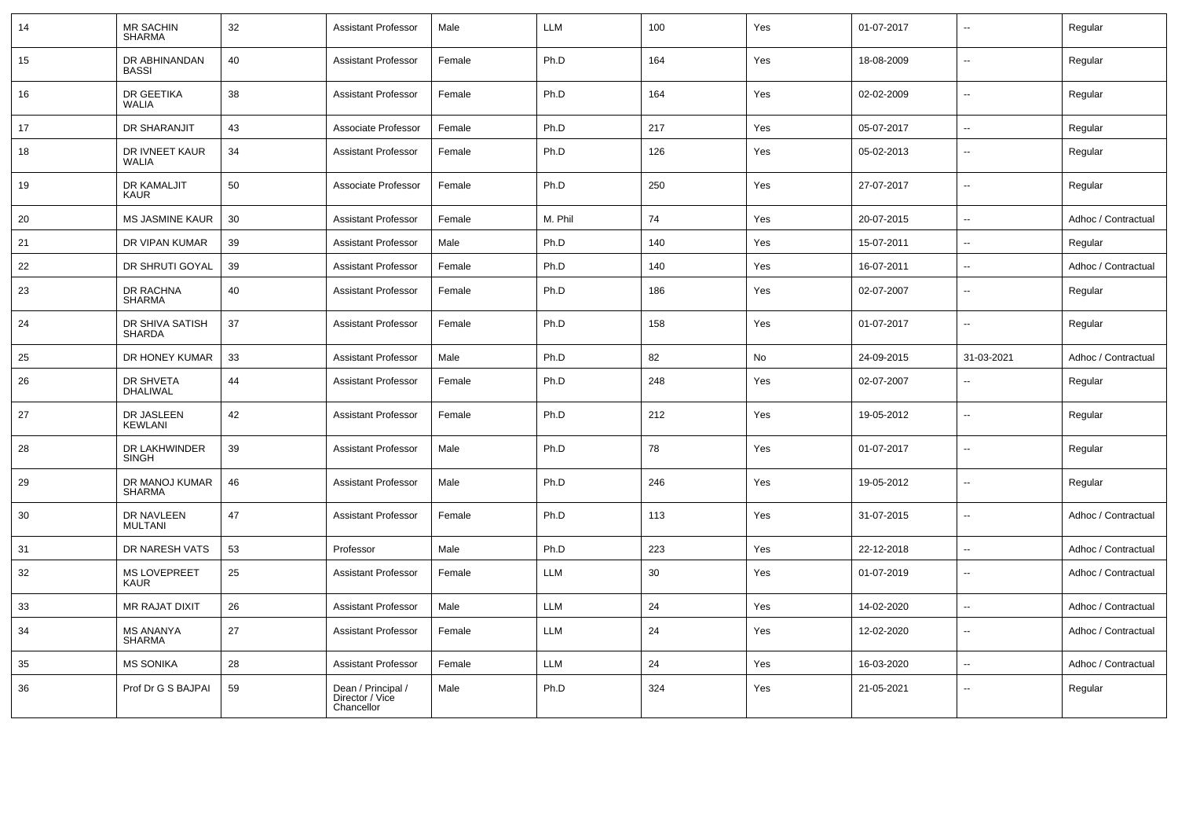| | | | | | | | | | | |
|---|---|---|---|---|---|---|---|---|---|---|
| 14 | MR SACHIN SHARMA | 32 | Assistant Professor | Male | LLM | 100 | Yes | 01-07-2017 | -- | Regular |
| 15 | DR ABHINANDAN BASSI | 40 | Assistant Professor | Female | Ph.D | 164 | Yes | 18-08-2009 | -- | Regular |
| 16 | DR GEETIKA WALIA | 38 | Assistant Professor | Female | Ph.D | 164 | Yes | 02-02-2009 | -- | Regular |
| 17 | DR SHARANJIT | 43 | Associate Professor | Female | Ph.D | 217 | Yes | 05-07-2017 | -- | Regular |
| 18 | DR IVNEET KAUR WALIA | 34 | Assistant Professor | Female | Ph.D | 126 | Yes | 05-02-2013 | -- | Regular |
| 19 | DR KAMALJIT KAUR | 50 | Associate Professor | Female | Ph.D | 250 | Yes | 27-07-2017 | -- | Regular |
| 20 | MS JASMINE KAUR | 30 | Assistant Professor | Female | M. Phil | 74 | Yes | 20-07-2015 | -- | Adhoc / Contractual |
| 21 | DR VIPAN KUMAR | 39 | Assistant Professor | Male | Ph.D | 140 | Yes | 15-07-2011 | -- | Regular |
| 22 | DR SHRUTI GOYAL | 39 | Assistant Professor | Female | Ph.D | 140 | Yes | 16-07-2011 | -- | Adhoc / Contractual |
| 23 | DR RACHNA SHARMA | 40 | Assistant Professor | Female | Ph.D | 186 | Yes | 02-07-2007 | -- | Regular |
| 24 | DR SHIVA SATISH SHARDA | 37 | Assistant Professor | Female | Ph.D | 158 | Yes | 01-07-2017 | -- | Regular |
| 25 | DR HONEY KUMAR | 33 | Assistant Professor | Male | Ph.D | 82 | No | 24-09-2015 | 31-03-2021 | Adhoc / Contractual |
| 26 | DR SHVETA DHALIWAL | 44 | Assistant Professor | Female | Ph.D | 248 | Yes | 02-07-2007 | -- | Regular |
| 27 | DR JASLEEN KEWLANI | 42 | Assistant Professor | Female | Ph.D | 212 | Yes | 19-05-2012 | -- | Regular |
| 28 | DR LAKHWINDER SINGH | 39 | Assistant Professor | Male | Ph.D | 78 | Yes | 01-07-2017 | -- | Regular |
| 29 | DR MANOJ KUMAR SHARMA | 46 | Assistant Professor | Male | Ph.D | 246 | Yes | 19-05-2012 | -- | Regular |
| 30 | DR NAVLEEN MULTANI | 47 | Assistant Professor | Female | Ph.D | 113 | Yes | 31-07-2015 | -- | Adhoc / Contractual |
| 31 | DR NARESH VATS | 53 | Professor | Male | Ph.D | 223 | Yes | 22-12-2018 | -- | Adhoc / Contractual |
| 32 | MS LOVEPREET KAUR | 25 | Assistant Professor | Female | LLM | 30 | Yes | 01-07-2019 | -- | Adhoc / Contractual |
| 33 | MR RAJAT DIXIT | 26 | Assistant Professor | Male | LLM | 24 | Yes | 14-02-2020 | -- | Adhoc / Contractual |
| 34 | MS ANANYA SHARMA | 27 | Assistant Professor | Female | LLM | 24 | Yes | 12-02-2020 | -- | Adhoc / Contractual |
| 35 | MS SONIKA | 28 | Assistant Professor | Female | LLM | 24 | Yes | 16-03-2020 | -- | Adhoc / Contractual |
| 36 | Prof Dr G S BAJPAI | 59 | Dean / Principal / Director / Vice Chancellor | Male | Ph.D | 324 | Yes | 21-05-2021 | -- | Regular |